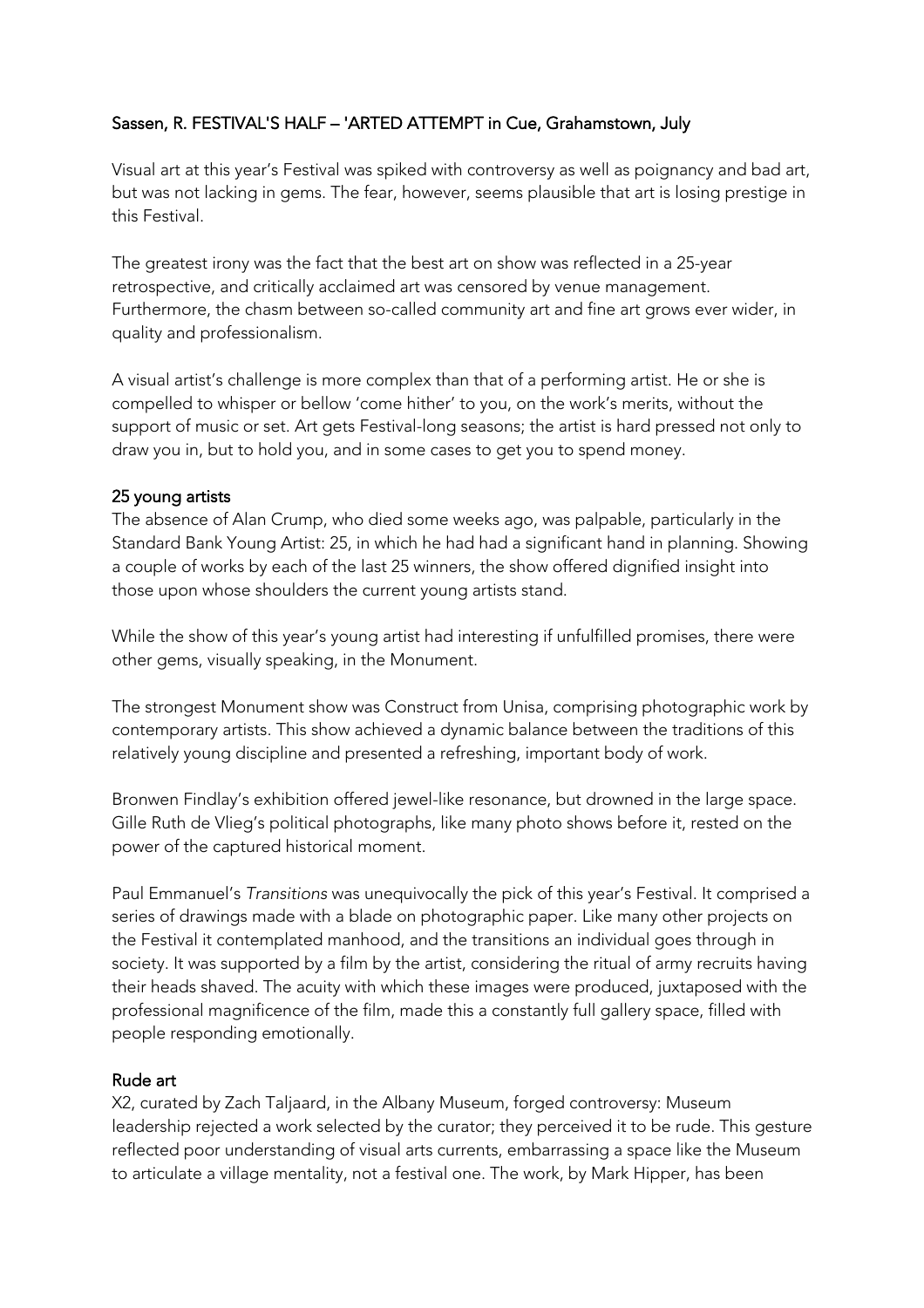Sassen, R. FESTIVAL'S HALF – 'ARTED ATTEMPT in Cue, Grahamstown, July

Visual art at this year's Festival was spiked with controversy as well as poignancy and bad art, but was not lacking in gems. The fear, however, seems plausible that art is losing prestige in this Festival.

The greatest irony was the fact that the best art on show was reflected in a 25-year retrospective, and critically acclaimed art was censored by venue management. Furthermore, the chasm between so-called community art and fine art grows ever wider, in quality and professionalism.

A visual artist's challenge is more complex than that of a performing artist. He or she is compelled to whisper or bellow 'come hither' to you, on the work's merits, without the support of music or set. Art gets Festival-long seasons; the artist is hard pressed not only to draw you in, but to hold you, and in some cases to get you to spend money.

## 25 young artists

The absence of Alan Crump, who died some weeks ago, was palpable, particularly in the Standard Bank Young Artist: 25, in which he had had a significant hand in planning. Showing a couple of works by each of the last 25 winners, the show offered dignified insight into those upon whose shoulders the current young artists stand.

While the show of this year's young artist had interesting if unfulfilled promises, there were other gems, visually speaking, in the Monument.

The strongest Monument show was Construct from Unisa, comprising photographic work by contemporary artists. This show achieved a dynamic balance between the traditions of this relatively young discipline and presented a refreshing, important body of work.

Bronwen Findlay's exhibition offered jewel-like resonance, but drowned in the large space. Gille Ruth de Vlieg's political photographs, like many photo shows before it, rested on the power of the captured historical moment.

Paul Emmanuel's *Transitions* was unequivocally the pick of this year's Festival. It comprised a series of drawings made with a blade on photographic paper. Like many other projects on the Festival it contemplated manhood, and the transitions an individual goes through in society. It was supported by a film by the artist, considering the ritual of army recruits having their heads shaved. The acuity with which these images were produced, juxtaposed with the professional magnificence of the film, made this a constantly full gallery space, filled with people responding emotionally.

## Rude art

X2, curated by Zach Taljaard, in the Albany Museum, forged controversy: Museum leadership rejected a work selected by the curator; they perceived it to be rude. This gesture reflected poor understanding of visual arts currents, embarrassing a space like the Museum to articulate a village mentality, not a festival one. The work, by Mark Hipper, has been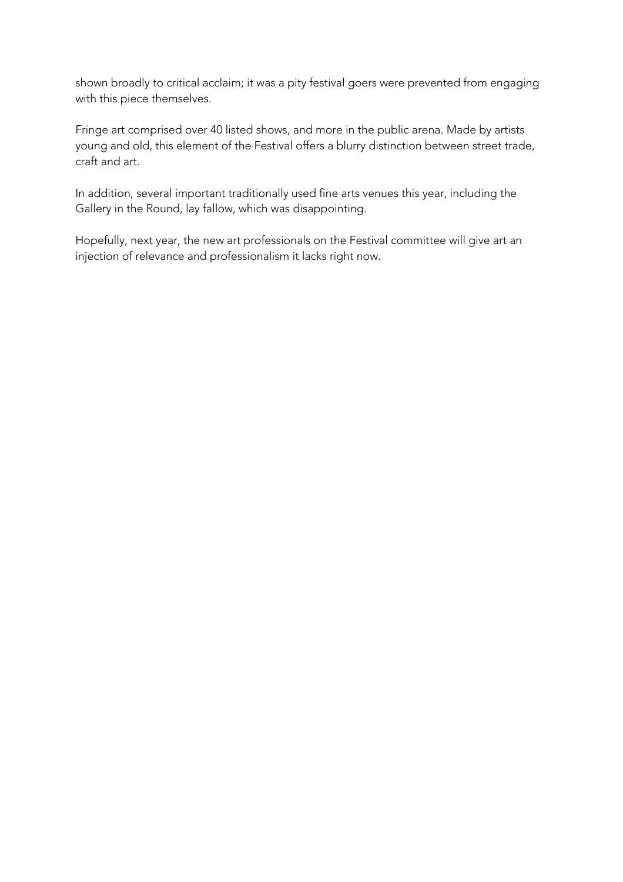shown broadly to critical acclaim; it was a pity festival goers were prevented from engaging with this piece themselves.

Fringe art comprised over 40 listed shows, and more in the public arena. Made by artists young and old, this element of the Festival offers a blurry distinction between street trade, craft and art.

In addition, several important traditionally used fine arts venues this year, including the Gallery in the Round, lay fallow, which was disappointing.

Hopefully, next year, the new art professionals on the Festival committee will give art an injection of relevance and professionalism it lacks right now.